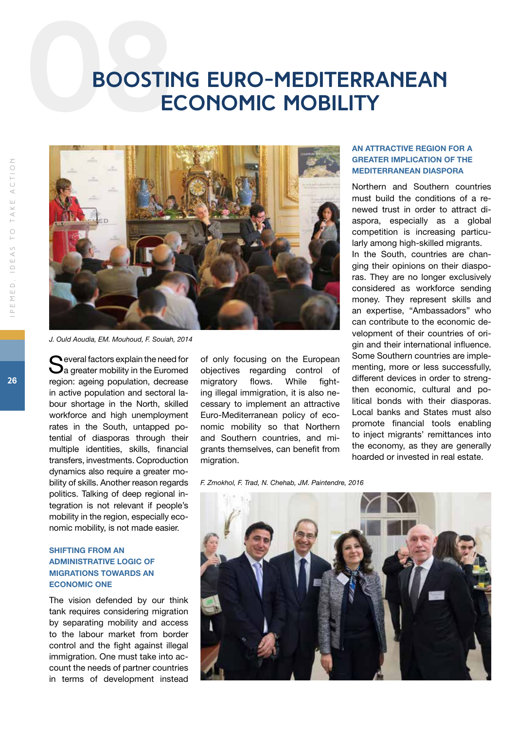# 08 BOOSTING EURO-MEDITERRANEAN ECONOMIC MOBILITY

*J. Ould Aoudia, EM. Mouhoud, F. Souiah, 2014*

Several factors explain the need for a greater mobility in the Euromed region: ageing population, decrease in active population and sectoral labour shortage in the North, skilled workforce and high unemployment rates in the South, untapped potential of diasporas through their multiple identities, skills, financial transfers, investments. Coproduction dynamics also require a greater mobility of skills. Another reason regards politics. Talking of deep regional integration is not relevant if people's mobility in the region, especially economic mobility, is not made easier.

### SHIFTING FROM AN ADMINISTRATIVE LOGIC OF MIGRATIONS TOWARDS AN ECONOMIC ONE

The vision defended by our think tank requires considering migration by separating mobility and access to the labour market from border control and the fight against illegal immigration. One must take into account the needs of partner countries in terms of development instead of only focusing on the European objectives regarding control of migratory flows. While fighting illegal immigration, it is also necessary to implement an attractive Euro-Mediterranean policy of economic mobility so that Northern and Southern countries, and migrants themselves, can benefit from migration.

*F. Zmokhol, F. Trad, N. Chehab, JM. Paintendre, 2016*

### AN ATTRACTIVE REGION FOR A GREATER IMPLICATION OF THE MEDITERRANEAN DIASPORA

Northern and Southern countries must build the conditions of a renewed trust in order to attract diaspora, especially as a global competition is increasing particularly among high-skilled migrants.

In the South, countries are changing their opinions on their diasporas. They are no longer exclusively considered as workforce sending money. They represent skills and an expertise, "Ambassadors" who can contribute to the economic development of their countries of origin and their international influence. Some Southern countries are implementing, more or less successfully, different devices in order to strengthen economic, cultural and political bonds with their diasporas. Local banks and States must also promote financial tools enabling to inject migrants' remittances into the economy, as they are generally hoarded or invested in real estate.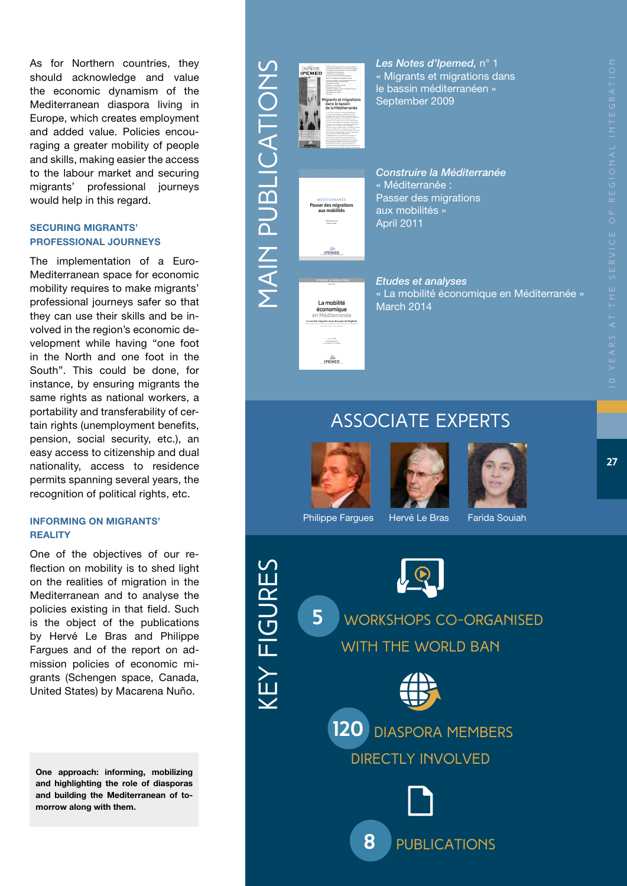As for Northern countries, they should acknowledge and value the economic dynamism of the Mediterranean diaspora living in Europe, which creates employment and added value. Policies encouraging a greater mobility of people and skills, making easier the access to the labour market and securing migrants' professional journeys would help in this regard.

### SECURING MIGRANTS' PROFESSIONAL JOURNEYS

The implementation of a Euro-Mediterranean space for economic mobility requires to make migrants' professional journeys safer so that they can use their skills and be involved in the region's economic development while having "one foot in the North and one foot in the South". This could be done, for instance, by ensuring migrants the same rights as national workers, a portability and transferability of certain rights (unemployment benefits, pension, social security, etc.), an easy access to citizenship and dual nationality, access to residence permits spanning several years, the recognition of political rights, etc.

### INFORMING ON MIGRANTS' REALITY

One of the objectives of our reflection on mobility is to shed light on the realities of migration in the Mediterranean and to analyse the policies existing in that field. Such is the object of the publications by Hervé Le Bras and Philippe Fargues and of the report on admission policies of economic migrants (Schengen space, Canada, United States) by Macarena Nuño.

**One approach: informing, mobilizing and highlighting the role of diasporas and building the Mediterranean of tomorrow along with them.**

## MAIN PUBLICATIONS

*Les Notes d'Ipemed,* n° 1
« Migrants et migrations dans le bassin méditerranéen »
September 2009

*Construire la Méditerranée*
« Méditerranée : Passer des migrations aux mobilités »
April 2011

*Etudes et analyses*
« La mobilité économique en Méditerranée »
March 2014

## ASSOCIATE EXPERTS

Philippe Fargues
Hervé Le Bras
Farida Souiah

## KEY FIGURES

**5** WORKSHOPS CO-ORGANISED WITH THE WORLD BAN

**120** DIASPORA MEMBERS DIRECTLY INVOLVED

**8** PUBLICATIONS